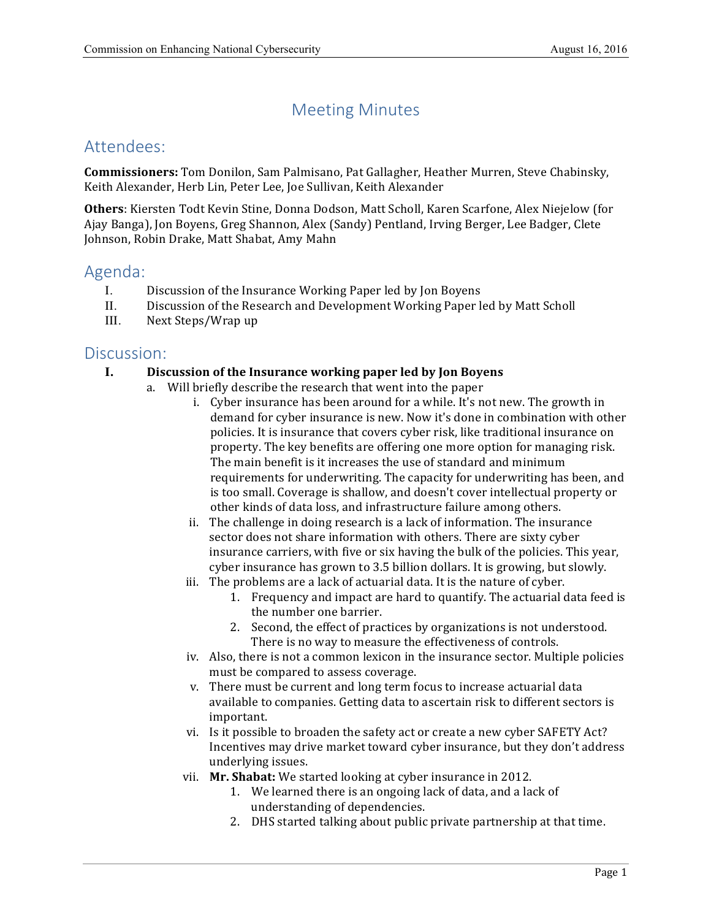# Meeting Minutes

## Attendees:

**Commissioners:** Tom Donilon, Sam Palmisano, Pat Gallagher, Heather Murren, Steve Chabinsky, Keith Alexander, Herb Lin, Peter Lee, Joe Sullivan, Keith Alexander

**Others**: Kiersten Todt Kevin Stine, Donna Dodson, Matt Scholl, Karen Scarfone, Alex Niejelow (for Ajay Banga), Jon Boyens, Greg Shannon, Alex (Sandy) Pentland, Irving Berger, Lee Badger, Clete Johnson, Robin Drake, Matt Shabat, Amy Mahn

## Agenda:

I. Discussion of the Insurance Working Paper led by Jon Boyens
II. Discussion of the Research and Development Working Paper led by Matt Scholl
III. Next Steps/Wrap up

## Discussion:

**I. Discussion of the Insurance working paper led by Jon Boyens**

a. Will briefly describe the research that went into the paper
   i. Cyber insurance has been around for a while. It's not new. The growth in demand for cyber insurance is new. Now it's done in combination with other policies. It is insurance that covers cyber risk, like traditional insurance on property. The key benefits are offering one more option for managing risk. The main benefit is it increases the use of standard and minimum requirements for underwriting. The capacity for underwriting has been, and is too small. Coverage is shallow, and doesn't cover intellectual property or other kinds of data loss, and infrastructure failure among others.
   ii. The challenge in doing research is a lack of information. The insurance sector does not share information with others. There are sixty cyber insurance carriers, with five or six having the bulk of the policies. This year, cyber insurance has grown to 3.5 billion dollars. It is growing, but slowly.
   iii. The problems are a lack of actuarial data. It is the nature of cyber.
      1. Frequency and impact are hard to quantify. The actuarial data feed is the number one barrier.
      2. Second, the effect of practices by organizations is not understood. There is no way to measure the effectiveness of controls.
   iv. Also, there is not a common lexicon in the insurance sector. Multiple policies must be compared to assess coverage.
   v. There must be current and long term focus to increase actuarial data available to companies. Getting data to ascertain risk to different sectors is important.
   vi. Is it possible to broaden the safety act or create a new cyber SAFETY Act? Incentives may drive market toward cyber insurance, but they don't address underlying issues.
   vii. **Mr. Shabat:** We started looking at cyber insurance in 2012.
      1. We learned there is an ongoing lack of data, and a lack of understanding of dependencies.
      2. DHS started talking about public private partnership at that time.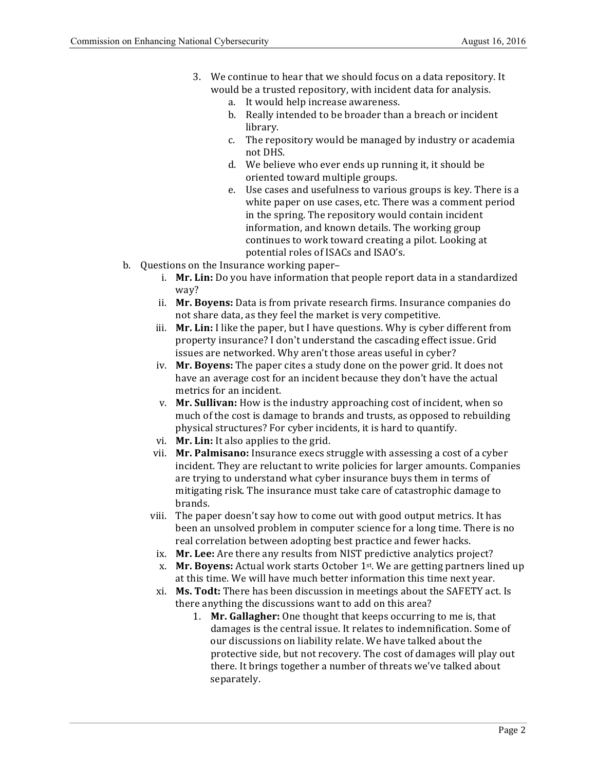3. We continue to hear that we should focus on a data repository. It would be a trusted repository, with incident data for analysis.
    a. It would help increase awareness.
    b. Really intended to be broader than a breach or incident library.
    c. The repository would be managed by industry or academia not DHS.
    d. We believe who ever ends up running it, it should be oriented toward multiple groups.
    e. Use cases and usefulness to various groups is key. There is a white paper on use cases, etc. There was a comment period in the spring. The repository would contain incident information, and known details. The working group continues to work toward creating a pilot. Looking at potential roles of ISACs and ISAO's.

b. Questions on the Insurance working paper–
    i. **Mr. Lin:** Do you have information that people report data in a standardized way?
    ii. **Mr. Boyens:** Data is from private research firms. Insurance companies do not share data, as they feel the market is very competitive.
    iii. **Mr. Lin:** I like the paper, but I have questions. Why is cyber different from property insurance? I don't understand the cascading effect issue. Grid issues are networked. Why aren't those areas useful in cyber?
    iv. **Mr. Boyens:** The paper cites a study done on the power grid. It does not have an average cost for an incident because they don't have the actual metrics for an incident.
    v. **Mr. Sullivan:** How is the industry approaching cost of incident, when so much of the cost is damage to brands and trusts, as opposed to rebuilding physical structures? For cyber incidents, it is hard to quantify.
    vi. **Mr. Lin:** It also applies to the grid.
    vii. **Mr. Palmisano:** Insurance execs struggle with assessing a cost of a cyber incident. They are reluctant to write policies for larger amounts. Companies are trying to understand what cyber insurance buys them in terms of mitigating risk. The insurance must take care of catastrophic damage to brands.
    viii. The paper doesn't say how to come out with good output metrics. It has been an unsolved problem in computer science for a long time. There is no real correlation between adopting best practice and fewer hacks.
    ix. **Mr. Lee:** Are there any results from NIST predictive analytics project?
    x. **Mr. Boyens:** Actual work starts October 1st. We are getting partners lined up at this time. We will have much better information this time next year.
    xi. **Ms. Todt:** There has been discussion in meetings about the SAFETY act. Is there anything the discussions want to add on this area?
        1. **Mr. Gallagher:** One thought that keeps occurring to me is, that damages is the central issue. It relates to indemnification. Some of our discussions on liability relate. We have talked about the protective side, but not recovery. The cost of damages will play out there. It brings together a number of threats we've talked about separately.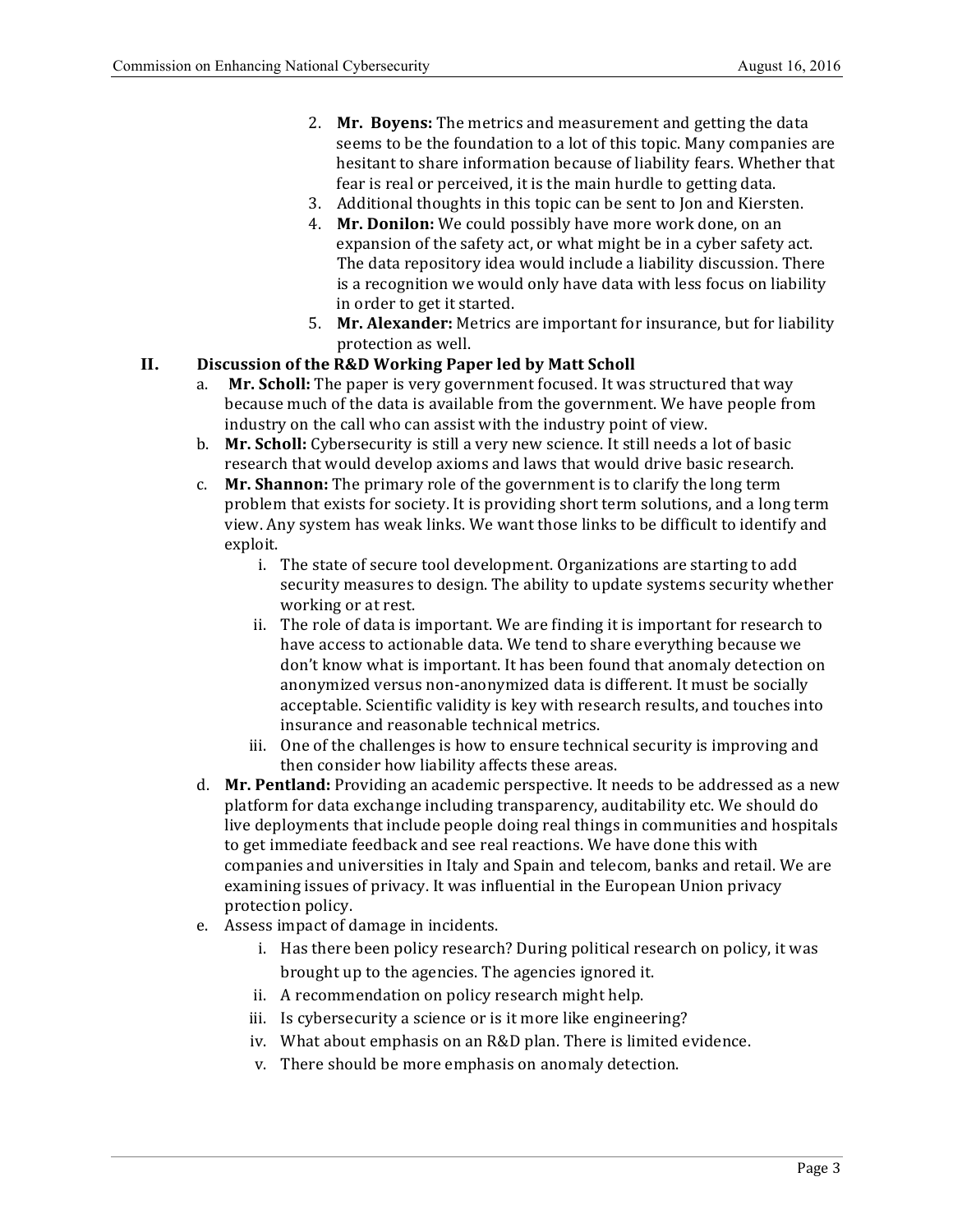2. **Mr. Boyens:** The metrics and measurement and getting the data seems to be the foundation to a lot of this topic. Many companies are hesitant to share information because of liability fears. Whether that fear is real or perceived, it is the main hurdle to getting data.
3. Additional thoughts in this topic can be sent to Jon and Kiersten.
4. **Mr. Donilon:** We could possibly have more work done, on an expansion of the safety act, or what might be in a cyber safety act. The data repository idea would include a liability discussion. There is a recognition we would only have data with less focus on liability in order to get it started.
5. **Mr. Alexander:** Metrics are important for insurance, but for liability protection as well.

## II. Discussion of the R&D Working Paper led by Matt Scholl

a. **Mr. Scholl:** The paper is very government focused. It was structured that way because much of the data is available from the government. We have people from industry on the call who can assist with the industry point of view.

b. **Mr. Scholl:** Cybersecurity is still a very new science. It still needs a lot of basic research that would develop axioms and laws that would drive basic research.

c. **Mr. Shannon:** The primary role of the government is to clarify the long term problem that exists for society. It is providing short term solutions, and a long term view. Any system has weak links. We want those links to be difficult to identify and exploit.

   i. The state of secure tool development. Organizations are starting to add security measures to design. The ability to update systems security whether working or at rest.

   ii. The role of data is important. We are finding it is important for research to have access to actionable data. We tend to share everything because we don't know what is important. It has been found that anomaly detection on anonymized versus non-anonymized data is different. It must be socially acceptable. Scientific validity is key with research results, and touches into insurance and reasonable technical metrics.

   iii. One of the challenges is how to ensure technical security is improving and then consider how liability affects these areas.

d. **Mr. Pentland:** Providing an academic perspective. It needs to be addressed as a new platform for data exchange including transparency, auditability etc. We should do live deployments that include people doing real things in communities and hospitals to get immediate feedback and see real reactions. We have done this with companies and universities in Italy and Spain and telecom, banks and retail. We are examining issues of privacy. It was influential in the European Union privacy protection policy.

e. Assess impact of damage in incidents.

   i. Has there been policy research? During political research on policy, it was brought up to the agencies. The agencies ignored it.

   ii. A recommendation on policy research might help.

   iii. Is cybersecurity a science or is it more like engineering?

   iv. What about emphasis on an R&D plan. There is limited evidence.

   v. There should be more emphasis on anomaly detection.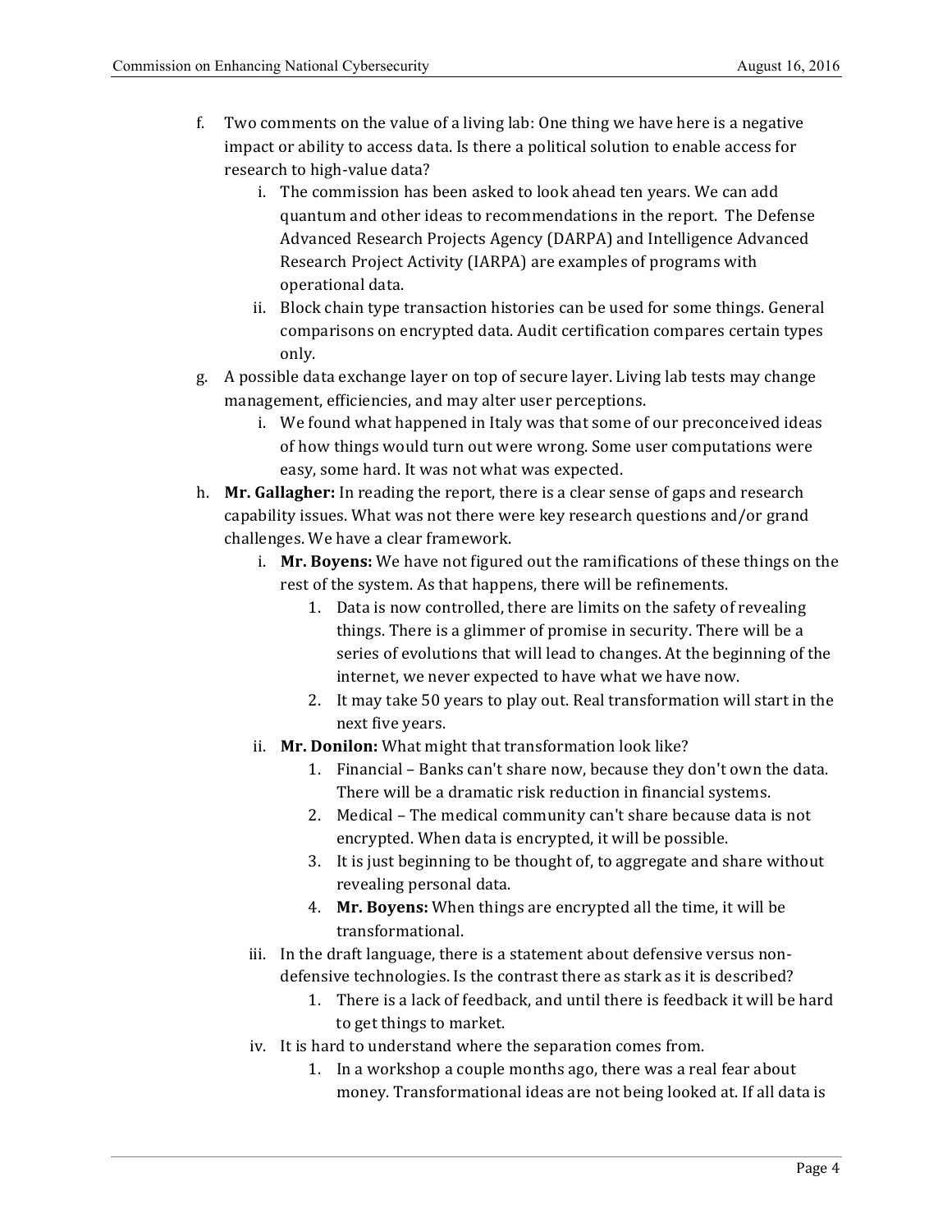f. Two comments on the value of a living lab: One thing we have here is a negative impact or ability to access data. Is there a political solution to enable access for research to high-value data?
    i. The commission has been asked to look ahead ten years. We can add quantum and other ideas to recommendations in the report. The Defense Advanced Research Projects Agency (DARPA) and Intelligence Advanced Research Project Activity (IARPA) are examples of programs with operational data.
    ii. Block chain type transaction histories can be used for some things. General comparisons on encrypted data. Audit certification compares certain types only.

g. A possible data exchange layer on top of secure layer. Living lab tests may change management, efficiencies, and may alter user perceptions.
    i. We found what happened in Italy was that some of our preconceived ideas of how things would turn out were wrong. Some user computations were easy, some hard. It was not what was expected.

h. **Mr. Gallagher:** In reading the report, there is a clear sense of gaps and research capability issues. What was not there were key research questions and/or grand challenges. We have a clear framework.
    i. **Mr. Boyens:** We have not figured out the ramifications of these things on the rest of the system. As that happens, there will be refinements.
        1. Data is now controlled, there are limits on the safety of revealing things. There is a glimmer of promise in security. There will be a series of evolutions that will lead to changes. At the beginning of the internet, we never expected to have what we have now.
        2. It may take 50 years to play out. Real transformation will start in the next five years.
    ii. **Mr. Donilon:** What might that transformation look like?
        1. Financial – Banks can't share now, because they don't own the data. There will be a dramatic risk reduction in financial systems.
        2. Medical – The medical community can't share because data is not encrypted. When data is encrypted, it will be possible.
        3. It is just beginning to be thought of, to aggregate and share without revealing personal data.
        4. **Mr. Boyens:** When things are encrypted all the time, it will be transformational.
    iii. In the draft language, there is a statement about defensive versus non-defensive technologies. Is the contrast there as stark as it is described?
        1. There is a lack of feedback, and until there is feedback it will be hard to get things to market.
    iv. It is hard to understand where the separation comes from.
        1. In a workshop a couple months ago, there was a real fear about money. Transformational ideas are not being looked at. If all data is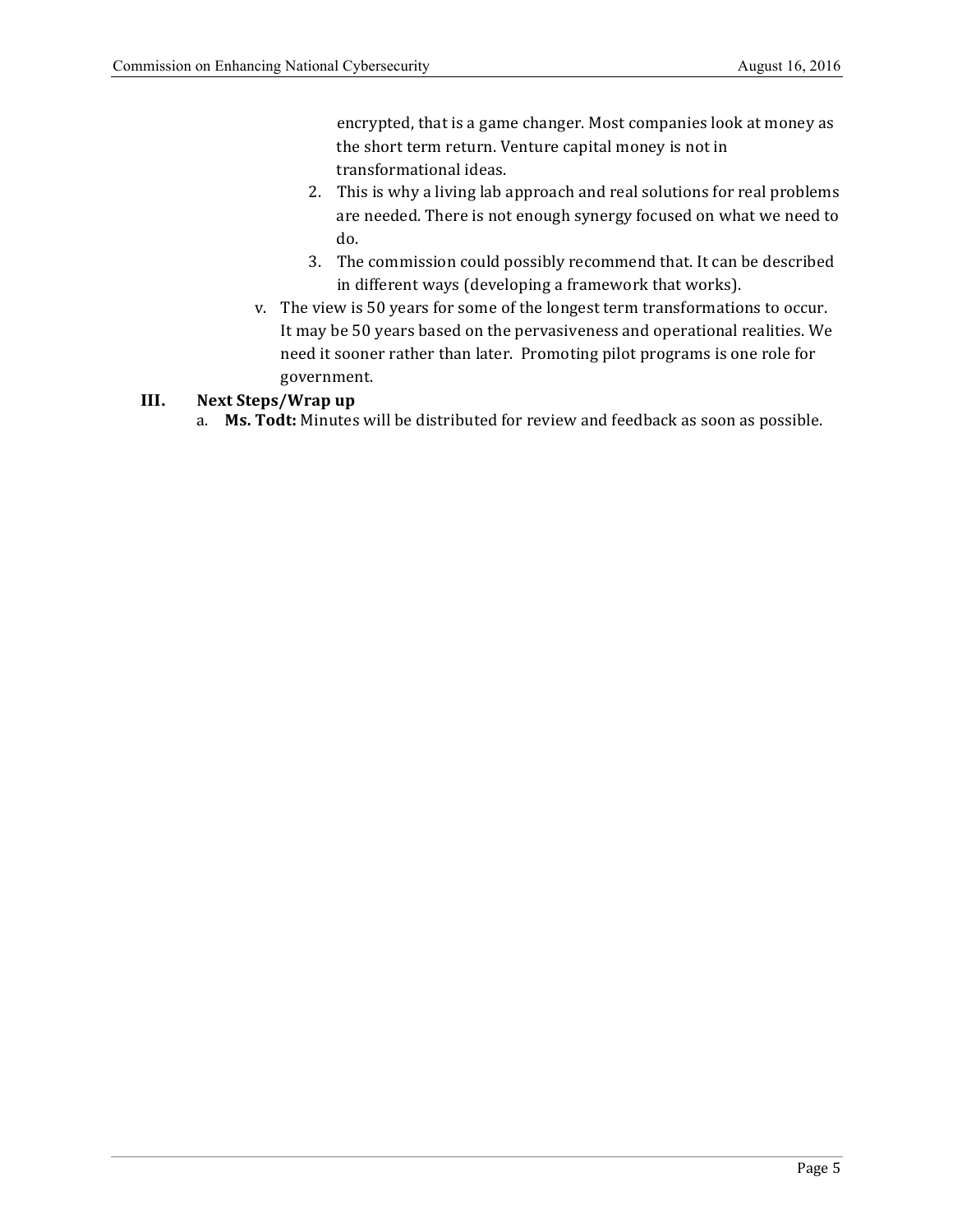encrypted, that is a game changer. Most companies look at money as the short term return. Venture capital money is not in transformational ideas.

2. This is why a living lab approach and real solutions for real problems are needed. There is not enough synergy focused on what we need to do.
3. The commission could possibly recommend that. It can be described in different ways (developing a framework that works).

v. The view is 50 years for some of the longest term transformations to occur. It may be 50 years based on the pervasiveness and operational realities. We need it sooner rather than later. Promoting pilot programs is one role for government.

## III. Next Steps/Wrap up

a. **Ms. Todt:** Minutes will be distributed for review and feedback as soon as possible.